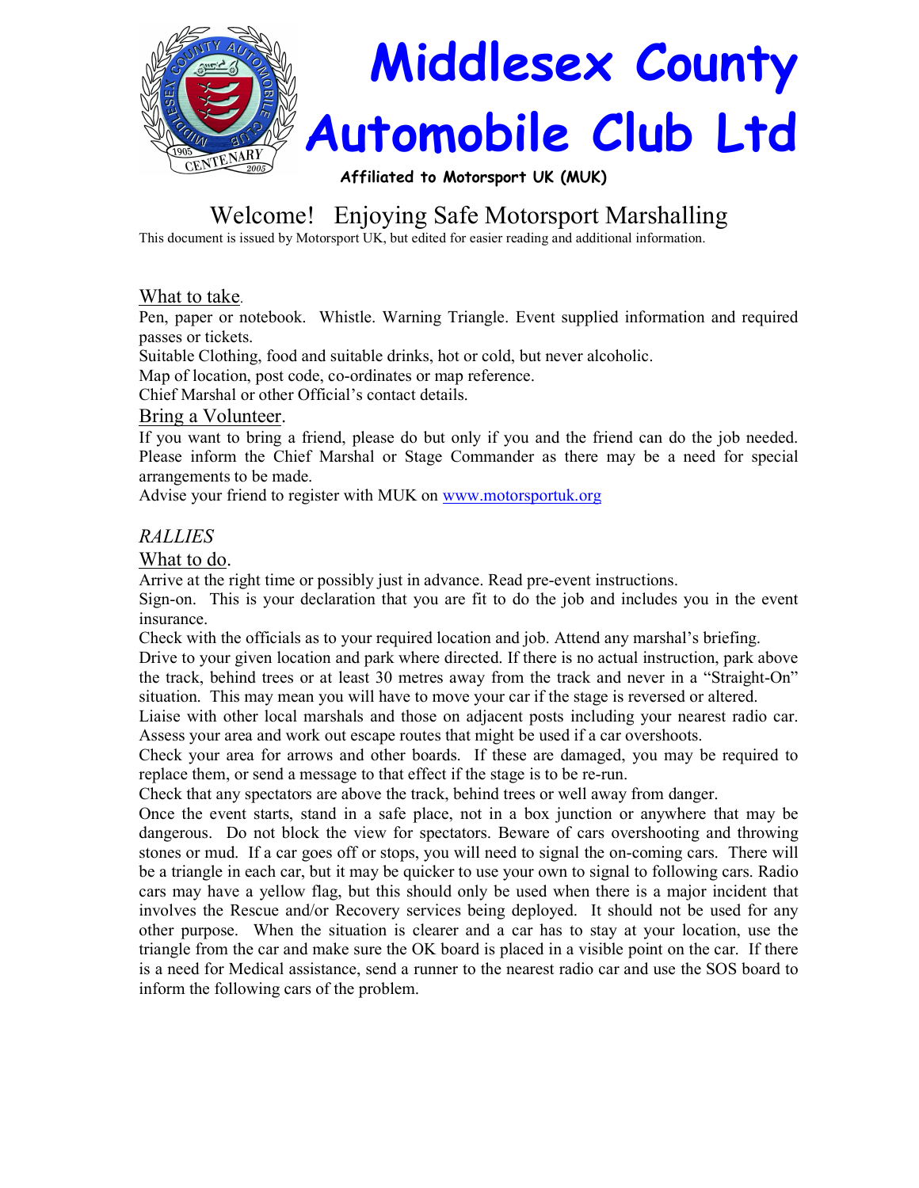# Middlesex County Automobile Club Ltd

**Affiliated to Motorsport UK (MUK)**

## Welcome! Enjoying Safe Motorsport Marshalling

This document is issued by Motorsport UK, but edited for easier reading and additional information.

### What to take.

Pen, paper or notebook. Whistle. Warning Triangle. Event supplied information and required passes or tickets.

Suitable Clothing, food and suitable drinks, hot or cold, but never alcoholic.

Map of location, post code, co-ordinates or map reference.

Chief Marshal or other Official's contact details.

### Bring a Volunteer.

If you want to bring a friend, please do but only if you and the friend can do the job needed. Please inform the Chief Marshal or Stage Commander as there may be a need for special arrangements to be made.

Advise your friend to register with MUK on www.motorsportuk.org

### *RALLIES*

### What to do.

Arrive at the right time or possibly just in advance. Read pre-event instructions.

Sign-on. This is your declaration that you are fit to do the job and includes you in the event insurance.

Check with the officials as to your required location and job. Attend any marshal's briefing.

Drive to your given location and park where directed. If there is no actual instruction, park above the track, behind trees or at least 30 metres away from the track and never in a "Straight-On" situation. This may mean you will have to move your car if the stage is reversed or altered.

Liaise with other local marshals and those on adjacent posts including your nearest radio car. Assess your area and work out escape routes that might be used if a car overshoots.

Check your area for arrows and other boards. If these are damaged, you may be required to replace them, or send a message to that effect if the stage is to be re-run.

Check that any spectators are above the track, behind trees or well away from danger.

Once the event starts, stand in a safe place, not in a box junction or anywhere that may be dangerous. Do not block the view for spectators. Beware of cars overshooting and throwing stones or mud. If a car goes off or stops, you will need to signal the on-coming cars. There will be a triangle in each car, but it may be quicker to use your own to signal to following cars. Radio cars may have a yellow flag, but this should only be used when there is a major incident that involves the Rescue and/or Recovery services being deployed. It should not be used for any other purpose. When the situation is clearer and a car has to stay at your location, use the triangle from the car and make sure the OK board is placed in a visible point on the car. If there is a need for Medical assistance, send a runner to the nearest radio car and use the SOS board to inform the following cars of the problem.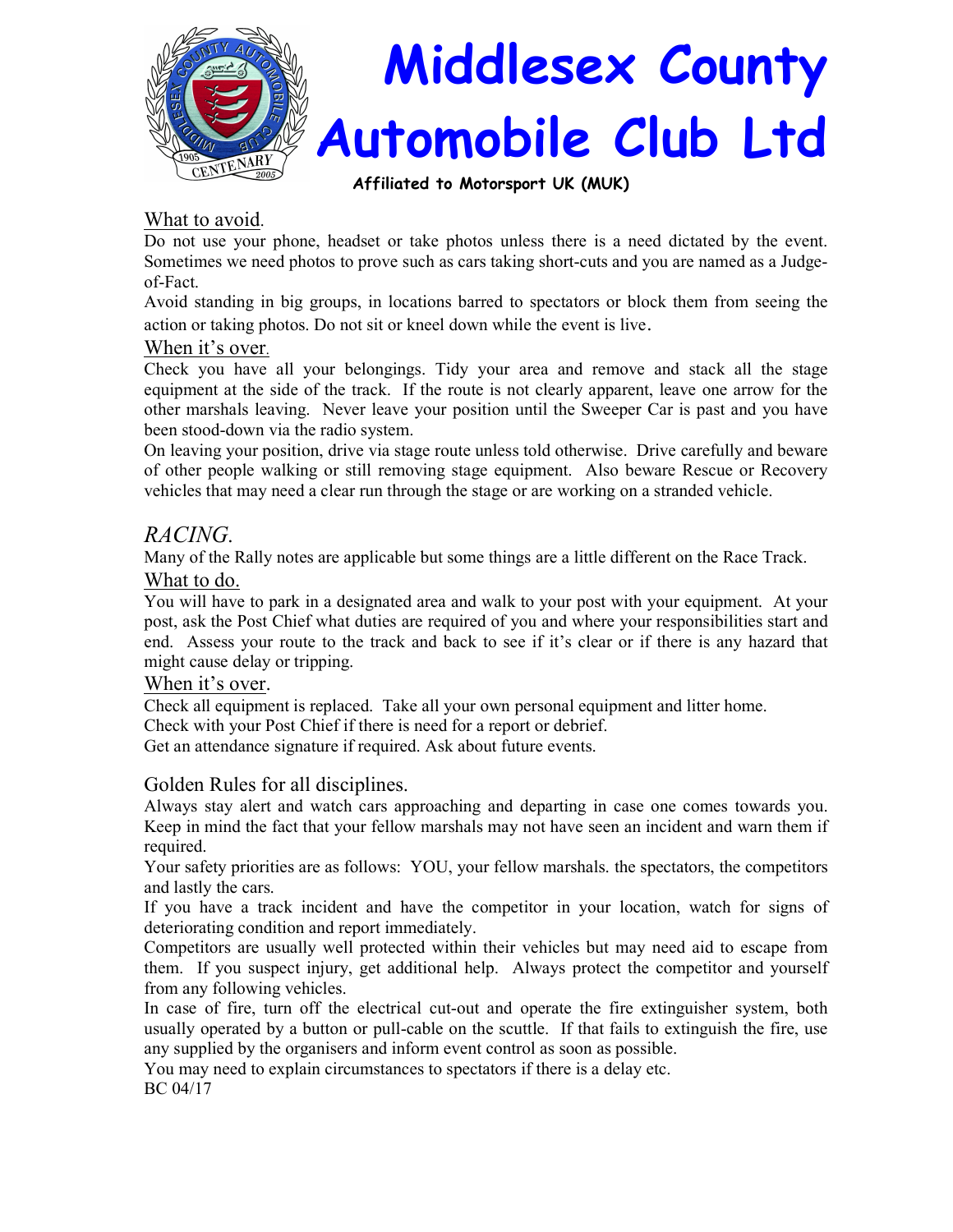# Middlesex County Automobile Club Ltd

**Affiliated to Motorsport UK (MUK)**

### What to avoid.

Do not use your phone, headset or take photos unless there is a need dictated by the event. Sometimes we need photos to prove such as cars taking short-cuts and you are named as a Judge-of-Fact.

Avoid standing in big groups, in locations barred to spectators or block them from seeing the action or taking photos. Do not sit or kneel down while the event is live.

### When it's over.

Check you have all your belongings. Tidy your area and remove and stack all the stage equipment at the side of the track. If the route is not clearly apparent, leave one arrow for the other marshals leaving. Never leave your position until the Sweeper Car is past and you have been stood-down via the radio system.

On leaving your position, drive via stage route unless told otherwise. Drive carefully and beware of other people walking or still removing stage equipment. Also beware Rescue or Recovery vehicles that may need a clear run through the stage or are working on a stranded vehicle.

## *RACING.*

Many of the Rally notes are applicable but some things are a little different on the Race Track.

### What to do.

You will have to park in a designated area and walk to your post with your equipment. At your post, ask the Post Chief what duties are required of you and where your responsibilities start and end. Assess your route to the track and back to see if it's clear or if there is any hazard that might cause delay or tripping.

### When it's over.

Check all equipment is replaced. Take all your own personal equipment and litter home.
Check with your Post Chief if there is need for a report or debrief.
Get an attendance signature if required. Ask about future events.

### Golden Rules for all disciplines.

Always stay alert and watch cars approaching and departing in case one comes towards you. Keep in mind the fact that your fellow marshals may not have seen an incident and warn them if required.

Your safety priorities are as follows: YOU, your fellow marshals. the spectators, the competitors and lastly the cars.

If you have a track incident and have the competitor in your location, watch for signs of deteriorating condition and report immediately.

Competitors are usually well protected within their vehicles but may need aid to escape from them. If you suspect injury, get additional help. Always protect the competitor and yourself from any following vehicles.

In case of fire, turn off the electrical cut-out and operate the fire extinguisher system, both usually operated by a button or pull-cable on the scuttle. If that fails to extinguish the fire, use any supplied by the organisers and inform event control as soon as possible.

You may need to explain circumstances to spectators if there is a delay etc.

BC 04/17